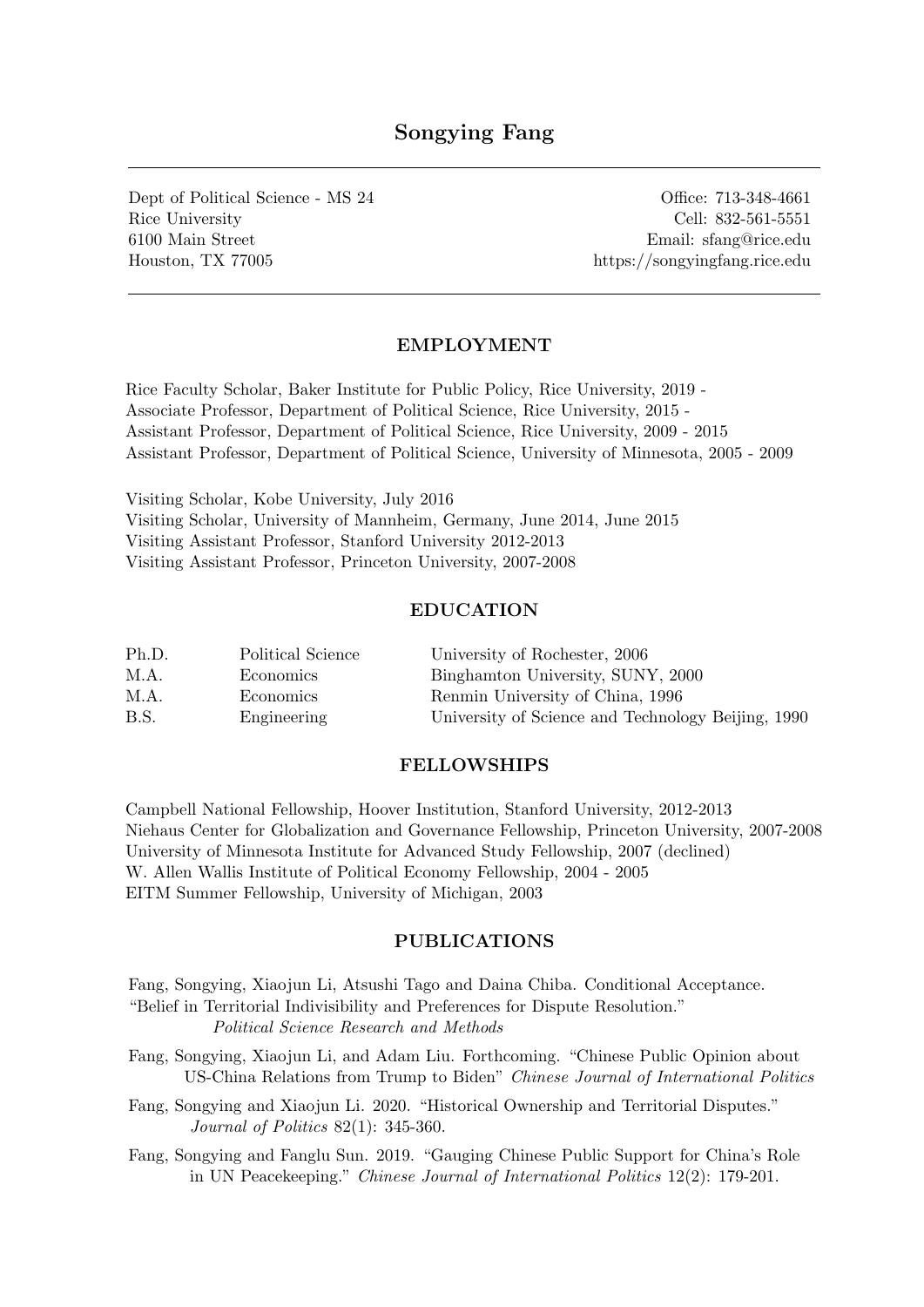# Songying Fang

Dept of Political Science - MS 24
Rice University
6100 Main Street
Houston, TX 77005

Office: 713-348-4661
Cell: 832-561-5551
Email: sfang@rice.edu
https://songyingfang.rice.edu

## EMPLOYMENT

Rice Faculty Scholar, Baker Institute for Public Policy, Rice University, 2019 -
Associate Professor, Department of Political Science, Rice University, 2015 -
Assistant Professor, Department of Political Science, Rice University, 2009 - 2015
Assistant Professor, Department of Political Science, University of Minnesota, 2005 - 2009

Visiting Scholar, Kobe University, July 2016
Visiting Scholar, University of Mannheim, Germany, June 2014, June 2015
Visiting Assistant Professor, Stanford University 2012-2013
Visiting Assistant Professor, Princeton University, 2007-2008

## EDUCATION

| | | |
|---|---|---|
| Ph.D. | Political Science | University of Rochester, 2006 |
| M.A. | Economics | Binghamton University, SUNY, 2000 |
| M.A. | Economics | Renmin University of China, 1996 |
| B.S. | Engineering | University of Science and Technology Beijing, 1990 |

## FELLOWSHIPS

Campbell National Fellowship, Hoover Institution, Stanford University, 2012-2013
Niehaus Center for Globalization and Governance Fellowship, Princeton University, 2007-2008
University of Minnesota Institute for Advanced Study Fellowship, 2007 (declined)
W. Allen Wallis Institute of Political Economy Fellowship, 2004 - 2005
EITM Summer Fellowship, University of Michigan, 2003

## PUBLICATIONS

Fang, Songying, Xiaojun Li, Atsushi Tago and Daina Chiba. Conditional Acceptance. "Belief in Territorial Indivisibility and Preferences for Dispute Resolution." *Political Science Research and Methods*

Fang, Songying, Xiaojun Li, and Adam Liu. Forthcoming. "Chinese Public Opinion about US-China Relations from Trump to Biden" *Chinese Journal of International Politics*

Fang, Songying and Xiaojun Li. 2020. "Historical Ownership and Territorial Disputes." *Journal of Politics* 82(1): 345-360.

Fang, Songying and Fanglu Sun. 2019. "Gauging Chinese Public Support for China's Role in UN Peacekeeping." *Chinese Journal of International Politics* 12(2): 179-201.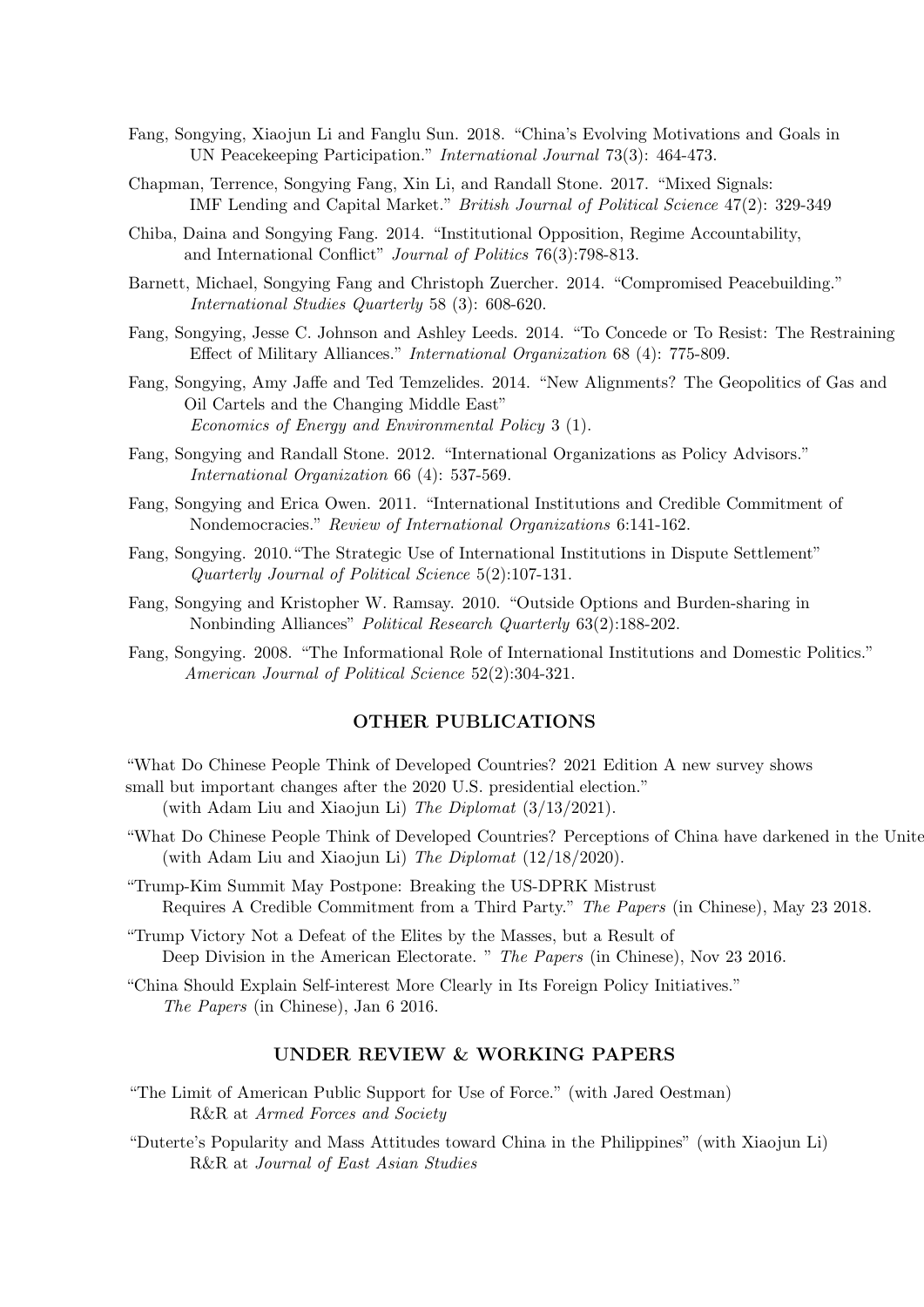Fang, Songying, Xiaojun Li and Fanglu Sun. 2018. "China's Evolving Motivations and Goals in UN Peacekeeping Participation." *International Journal* 73(3): 464-473.

Chapman, Terrence, Songying Fang, Xin Li, and Randall Stone. 2017. "Mixed Signals: IMF Lending and Capital Market." *British Journal of Political Science* 47(2): 329-349

Chiba, Daina and Songying Fang. 2014. "Institutional Opposition, Regime Accountability, and International Conflict" *Journal of Politics* 76(3):798-813.

Barnett, Michael, Songying Fang and Christoph Zuercher. 2014. "Compromised Peacebuilding." *International Studies Quarterly* 58 (3): 608-620.

Fang, Songying, Jesse C. Johnson and Ashley Leeds. 2014. "To Concede or To Resist: The Restraining Effect of Military Alliances." *International Organization* 68 (4): 775-809.

Fang, Songying, Amy Jaffe and Ted Temzelides. 2014. "New Alignments? The Geopolitics of Gas and Oil Cartels and the Changing Middle East" *Economics of Energy and Environmental Policy* 3 (1).

Fang, Songying and Randall Stone. 2012. "International Organizations as Policy Advisors." *International Organization* 66 (4): 537-569.

Fang, Songying and Erica Owen. 2011. "International Institutions and Credible Commitment of Nondemocracies." *Review of International Organizations* 6:141-162.

Fang, Songying. 2010."The Strategic Use of International Institutions in Dispute Settlement" *Quarterly Journal of Political Science* 5(2):107-131.

Fang, Songying and Kristopher W. Ramsay. 2010. "Outside Options and Burden-sharing in Nonbinding Alliances" *Political Research Quarterly* 63(2):188-202.

Fang, Songying. 2008. "The Informational Role of International Institutions and Domestic Politics." *American Journal of Political Science* 52(2):304-321.

## OTHER PUBLICATIONS

"What Do Chinese People Think of Developed Countries? 2021 Edition A new survey shows small but important changes after the 2020 U.S. presidential election." (with Adam Liu and Xiaojun Li) *The Diplomat* (3/13/2021).

"What Do Chinese People Think of Developed Countries? Perceptions of China have darkened in the Unite (with Adam Liu and Xiaojun Li) *The Diplomat* (12/18/2020).

"Trump-Kim Summit May Postpone: Breaking the US-DPRK Mistrust Requires A Credible Commitment from a Third Party." *The Papers* (in Chinese), May 23 2018.

"Trump Victory Not a Defeat of the Elites by the Masses, but a Result of Deep Division in the American Electorate. " *The Papers* (in Chinese), Nov 23 2016.

"China Should Explain Self-interest More Clearly in Its Foreign Policy Initiatives." *The Papers* (in Chinese), Jan 6 2016.

## UNDER REVIEW & WORKING PAPERS

"The Limit of American Public Support for Use of Force." (with Jared Oestman) R&R at *Armed Forces and Society*

"Duterte's Popularity and Mass Attitudes toward China in the Philippines" (with Xiaojun Li) R&R at *Journal of East Asian Studies*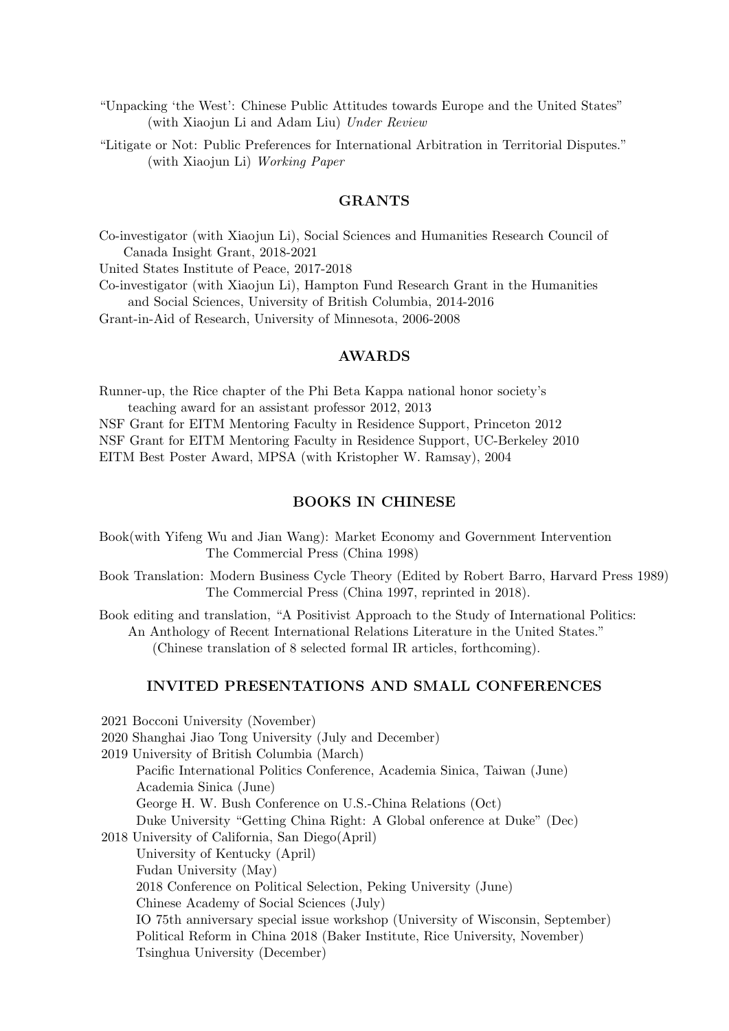"Unpacking 'the West': Chinese Public Attitudes towards Europe and the United States" (with Xiaojun Li and Adam Liu) *Under Review*

"Litigate or Not: Public Preferences for International Arbitration in Territorial Disputes." (with Xiaojun Li) *Working Paper*

## GRANTS

Co-investigator (with Xiaojun Li), Social Sciences and Humanities Research Council of Canada Insight Grant, 2018-2021

United States Institute of Peace, 2017-2018

Co-investigator (with Xiaojun Li), Hampton Fund Research Grant in the Humanities and Social Sciences, University of British Columbia, 2014-2016

Grant-in-Aid of Research, University of Minnesota, 2006-2008

## AWARDS

Runner-up, the Rice chapter of the Phi Beta Kappa national honor society's teaching award for an assistant professor 2012, 2013

NSF Grant for EITM Mentoring Faculty in Residence Support, Princeton 2012

NSF Grant for EITM Mentoring Faculty in Residence Support, UC-Berkeley 2010

EITM Best Poster Award, MPSA (with Kristopher W. Ramsay), 2004

## BOOKS IN CHINESE

Book(with Yifeng Wu and Jian Wang): Market Economy and Government Intervention The Commercial Press (China 1998)

Book Translation: Modern Business Cycle Theory (Edited by Robert Barro, Harvard Press 1989) The Commercial Press (China 1997, reprinted in 2018).

Book editing and translation, "A Positivist Approach to the Study of International Politics: An Anthology of Recent International Relations Literature in the United States." (Chinese translation of 8 selected formal IR articles, forthcoming).

## INVITED PRESENTATIONS AND SMALL CONFERENCES

2021 Bocconi University (November)

2020 Shanghai Jiao Tong University (July and December)

2019 University of British Columbia (March)
- Pacific International Politics Conference, Academia Sinica, Taiwan (June)
- Academia Sinica (June)
- George H. W. Bush Conference on U.S.-China Relations (Oct)
- Duke University "Getting China Right: A Global onference at Duke" (Dec)

2018 University of California, San Diego(April)
- University of Kentucky (April)
- Fudan University (May)
- 2018 Conference on Political Selection, Peking University (June)
- Chinese Academy of Social Sciences (July)
- IO 75th anniversary special issue workshop (University of Wisconsin, September)
- Political Reform in China 2018 (Baker Institute, Rice University, November)
- Tsinghua University (December)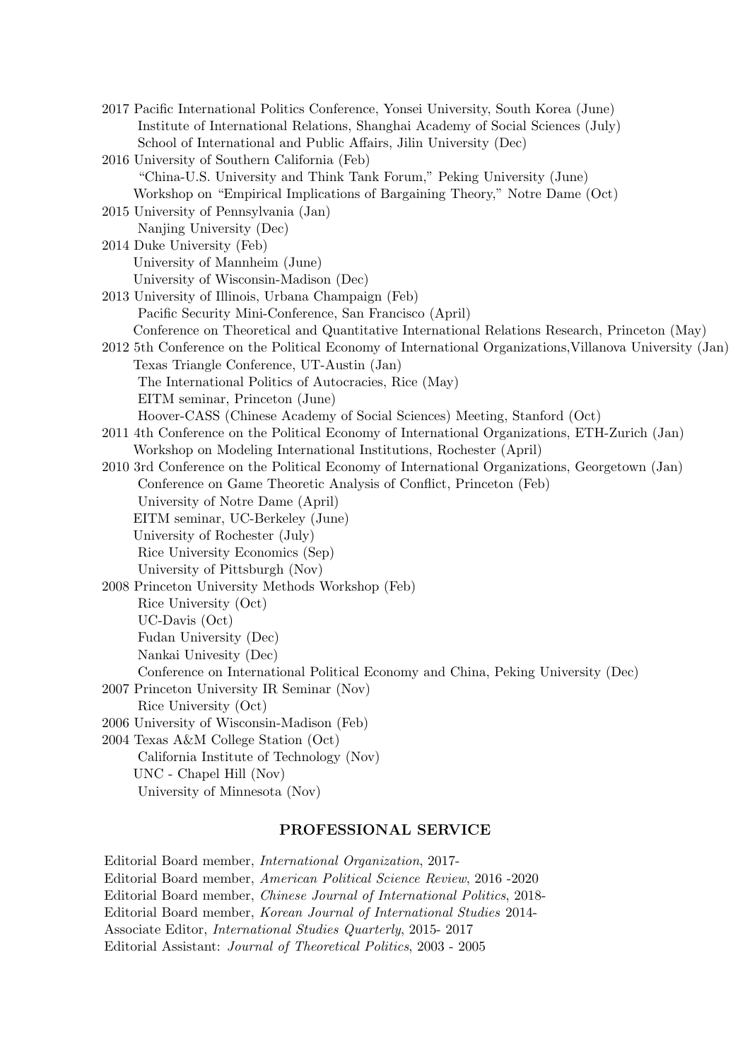2017 Pacific International Politics Conference, Yonsei University, South Korea (June)
Institute of International Relations, Shanghai Academy of Social Sciences (July)
School of International and Public Affairs, Jilin University (Dec)

2016 University of Southern California (Feb)
"China-U.S. University and Think Tank Forum," Peking University (June)
Workshop on "Empirical Implications of Bargaining Theory," Notre Dame (Oct)

2015 University of Pennsylvania (Jan)
Nanjing University (Dec)

2014 Duke University (Feb)
University of Mannheim (June)
University of Wisconsin-Madison (Dec)

2013 University of Illinois, Urbana Champaign (Feb)
Pacific Security Mini-Conference, San Francisco (April)
Conference on Theoretical and Quantitative International Relations Research, Princeton (May)

2012 5th Conference on the Political Economy of International Organizations,Villanova University (Jan)
Texas Triangle Conference, UT-Austin (Jan)
The International Politics of Autocracies, Rice (May)
EITM seminar, Princeton (June)
Hoover-CASS (Chinese Academy of Social Sciences) Meeting, Stanford (Oct)

2011 4th Conference on the Political Economy of International Organizations, ETH-Zurich (Jan)
Workshop on Modeling International Institutions, Rochester (April)

2010 3rd Conference on the Political Economy of International Organizations, Georgetown (Jan)
Conference on Game Theoretic Analysis of Conflict, Princeton (Feb)
University of Notre Dame (April)
EITM seminar, UC-Berkeley (June)
University of Rochester (July)
Rice University Economics (Sep)
University of Pittsburgh (Nov)

2008 Princeton University Methods Workshop (Feb)
Rice University (Oct)
UC-Davis (Oct)
Fudan University (Dec)
Nankai Univesity (Dec)
Conference on International Political Economy and China, Peking University (Dec)

2007 Princeton University IR Seminar (Nov)
Rice University (Oct)

2006 University of Wisconsin-Madison (Feb)

2004 Texas A&M College Station (Oct)
California Institute of Technology (Nov)
UNC - Chapel Hill (Nov)
University of Minnesota (Nov)

## PROFESSIONAL SERVICE

Editorial Board member, *International Organization*, 2017-
Editorial Board member, *American Political Science Review*, 2016 -2020
Editorial Board member, *Chinese Journal of International Politics*, 2018-
Editorial Board member, *Korean Journal of International Studies* 2014-
Associate Editor, *International Studies Quarterly*, 2015- 2017
Editorial Assistant: *Journal of Theoretical Politics*, 2003 - 2005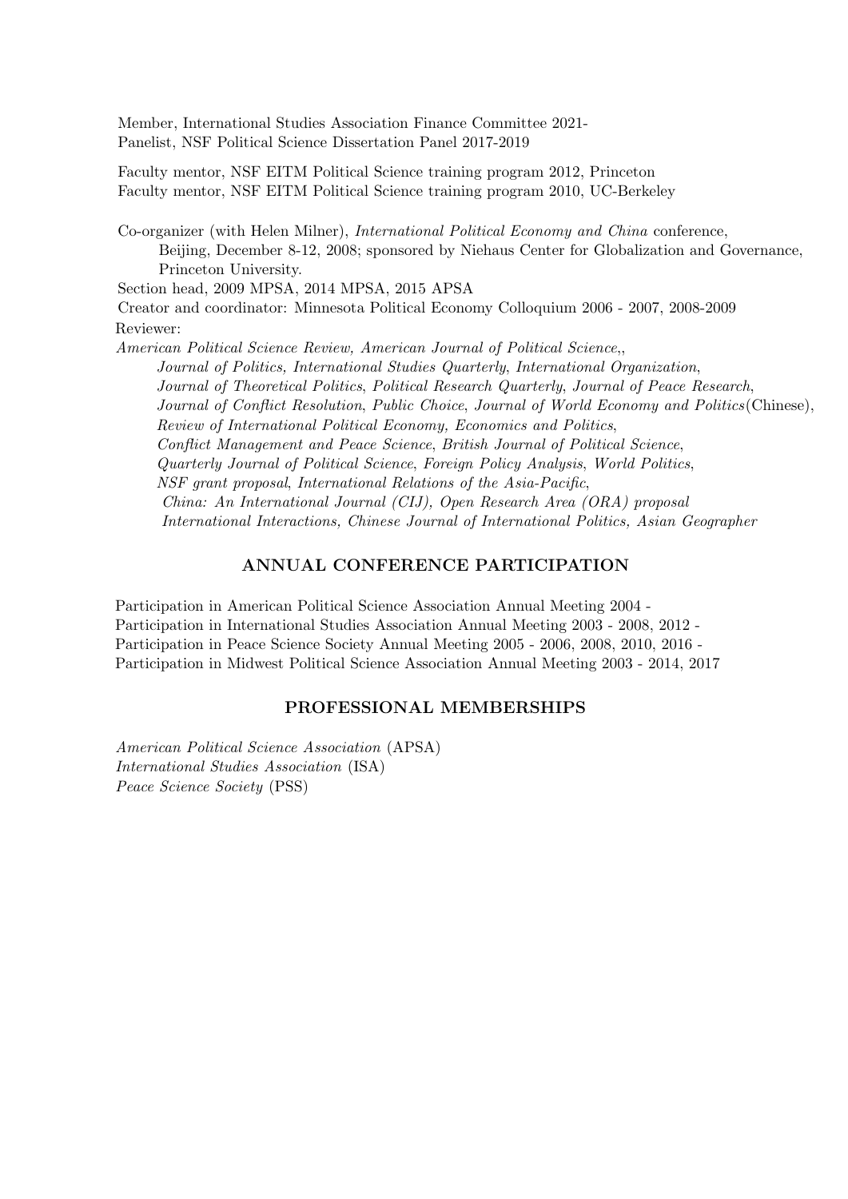Member, International Studies Association Finance Committee 2021-
Panelist, NSF Political Science Dissertation Panel 2017-2019

Faculty mentor, NSF EITM Political Science training program 2012, Princeton
Faculty mentor, NSF EITM Political Science training program 2010, UC-Berkeley

Co-organizer (with Helen Milner), *International Political Economy and China* conference, Beijing, December 8-12, 2008; sponsored by Niehaus Center for Globalization and Governance, Princeton University.
Section head, 2009 MPSA, 2014 MPSA, 2015 APSA
Creator and coordinator: Minnesota Political Economy Colloquium 2006 - 2007, 2008-2009
Reviewer:
*American Political Science Review, American Journal of Political Science,*, *Journal of Politics*, *International Studies Quarterly*, *International Organization*, *Journal of Theoretical Politics*, *Political Research Quarterly*, *Journal of Peace Research*, *Journal of Conflict Resolution*, *Public Choice*, *Journal of World Economy and Politics*(Chinese), *Review of International Political Economy, Economics and Politics*, *Conflict Management and Peace Science*, *British Journal of Political Science*, *Quarterly Journal of Political Science*, *Foreign Policy Analysis*, *World Politics*, *NSF grant proposal*, *International Relations of the Asia-Pacific*, *China: An International Journal (CIJ), Open Research Area (ORA) proposal* *International Interactions, Chinese Journal of International Politics, Asian Geographer*

## ANNUAL CONFERENCE PARTICIPATION

Participation in American Political Science Association Annual Meeting 2004 -
Participation in International Studies Association Annual Meeting 2003 - 2008, 2012 -
Participation in Peace Science Society Annual Meeting 2005 - 2006, 2008, 2010, 2016 -
Participation in Midwest Political Science Association Annual Meeting 2003 - 2014, 2017

## PROFESSIONAL MEMBERSHIPS

*American Political Science Association* (APSA)
*International Studies Association* (ISA)
*Peace Science Society* (PSS)